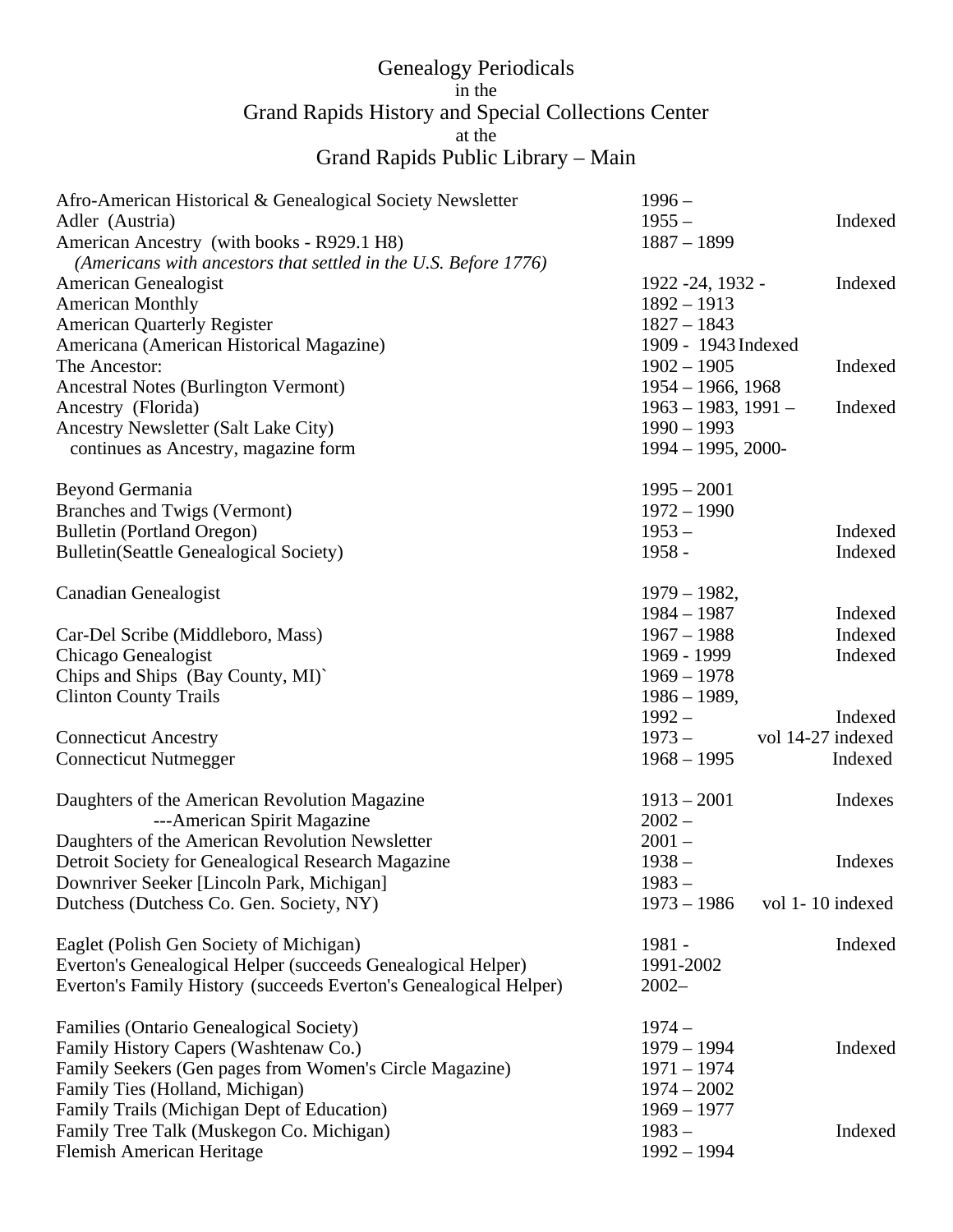# Genealogy Periodicals
in the
# Grand Rapids History and Special Collections Center
at the
# Grand Rapids Public Library – Main

| Title | Years | Index |
|---|---|---|
| Afro-American Historical & Genealogical Society Newsletter | 1996 – | |
| Adler (Austria) | 1955 – | Indexed |
| American Ancestry (with books - R929.1 H8) *(Americans with ancestors that settled in the U.S. Before 1776)* | 1887 – 1899 | |
| American Genealogist | 1922 -24, 1932 - | Indexed |
| American Monthly | 1892 – 1913 | |
| American Quarterly Register | 1827 – 1843 | |
| Americana (American Historical Magazine) | 1909 - 1943 Indexed | |
| The Ancestor: | 1902 – 1905 | Indexed |
| Ancestral Notes (Burlington Vermont) | 1954 – 1966, 1968 | |
| Ancestry (Florida) | 1963 – 1983, 1991 – | Indexed |
| Ancestry Newsletter (Salt Lake City) | 1990 – 1993 | |
| continues as Ancestry, magazine form | 1994 – 1995, 2000- | |
| | | |
| Beyond Germania | 1995 – 2001 | |
| Branches and Twigs (Vermont) | 1972 – 1990 | |
| Bulletin (Portland Oregon) | 1953 – | Indexed |
| Bulletin(Seattle Genealogical Society) | 1958 - | Indexed |
| | | |
| Canadian Genealogist | 1979 – 1982, | |
| | 1984 – 1987 | Indexed |
| Car-Del Scribe (Middleboro, Mass) | 1967 – 1988 | Indexed |
| Chicago Genealogist | 1969 - 1999 | Indexed |
| Chips and Ships (Bay County, MI)` | 1969 – 1978 | |
| Clinton County Trails | 1986 – 1989, | |
| | 1992 – | Indexed |
| Connecticut Ancestry | 1973 – | vol 14-27 indexed |
| Connecticut Nutmegger | 1968 – 1995 | Indexed |
| | | |
| Daughters of the American Revolution Magazine | 1913 – 2001 | Indexes |
| ---American Spirit Magazine | 2002 – | |
| Daughters of the American Revolution Newsletter | 2001 – | |
| Detroit Society for Genealogical Research Magazine | 1938 – | Indexes |
| Downriver Seeker [Lincoln Park, Michigan] | 1983 – | |
| Dutchess (Dutchess Co. Gen. Society, NY) | 1973 – 1986 | vol 1- 10 indexed |
| | | |
| Eaglet (Polish Gen Society of Michigan) | 1981 - | Indexed |
| Everton's Genealogical Helper (succeeds Genealogical Helper) | 1991-2002 | |
| Everton's Family History (succeeds Everton's Genealogical Helper) | 2002– | |
| | | |
| Families (Ontario Genealogical Society) | 1974 – | |
| Family History Capers (Washtenaw Co.) | 1979 – 1994 | Indexed |
| Family Seekers (Gen pages from Women's Circle Magazine) | 1971 – 1974 | |
| Family Ties (Holland, Michigan) | 1974 – 2002 | |
| Family Trails (Michigan Dept of Education) | 1969 – 1977 | |
| Family Tree Talk (Muskegon Co. Michigan) | 1983 – | Indexed |
| Flemish American Heritage | 1992 – 1994 | |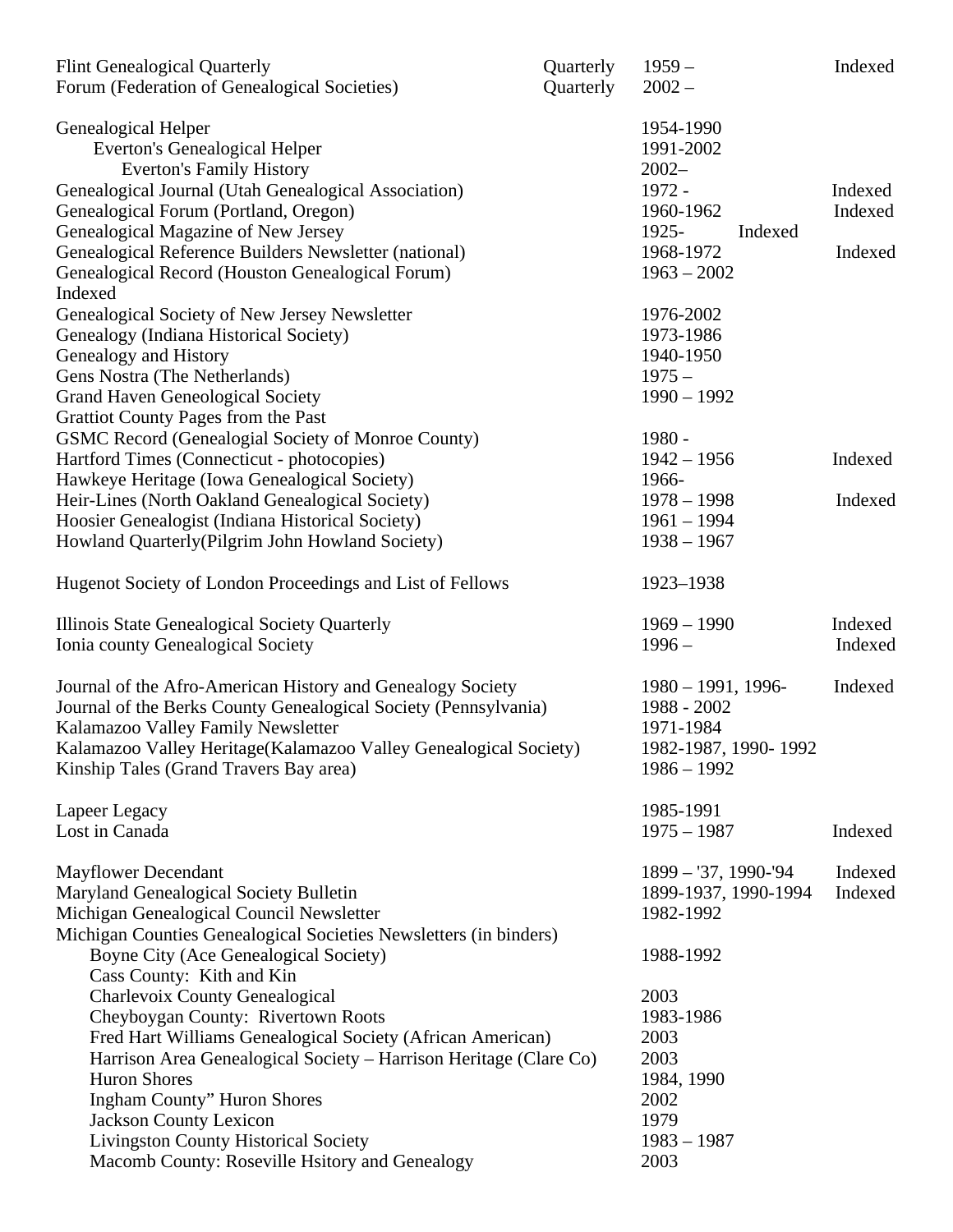| Title | Frequency | Years | Index |
|---|---|---|---|
| Flint Genealogical Quarterly | Quarterly | 1959 – | Indexed |
| Forum (Federation of Genealogical Societies) | Quarterly | 2002 – | |
| | | | |
| Genealogical Helper | | 1954-1990 | |
| Everton's Genealogical Helper | | 1991-2002 | |
| Everton's Family History | | 2002– | |
| Genealogical Journal (Utah Genealogical Association) | | 1972 - | Indexed |
| Genealogical Forum (Portland, Oregon) | | 1960-1962 | Indexed |
| Genealogical Magazine of New Jersey | | 1925- Indexed | |
| Genealogical Reference Builders Newsletter (national) | | 1968-1972 | Indexed |
| Genealogical Record (Houston Genealogical Forum) Indexed | | 1963 – 2002 | |
| Genealogical Society of New Jersey Newsletter | | 1976-2002 | |
| Genealogy (Indiana Historical Society) | | 1973-1986 | |
| Genealogy and History | | 1940-1950 | |
| Gens Nostra (The Netherlands) | | 1975 – | |
| Grand Haven Geneological Society | | 1990 – 1992 | |
| Grattiot County Pages from the Past | | | |
| GSMC Record (Genealogial Society of Monroe County) | | 1980 - | |
| Hartford Times (Connecticut - photocopies) | | 1942 – 1956 | Indexed |
| Hawkeye Heritage (Iowa Genealogical Society) | | 1966- | |
| Heir-Lines (North Oakland Genealogical Society) | | 1978 – 1998 | Indexed |
| Hoosier Genealogist (Indiana Historical Society) | | 1961 – 1994 | |
| Howland Quarterly(Pilgrim John Howland Society) | | 1938 – 1967 | |
| | | | |
| Hugenot Society of London Proceedings and List of Fellows | | 1923–1938 | |
| | | | |
| Illinois State Genealogical Society Quarterly | | 1969 – 1990 | Indexed |
| Ionia county Genealogical Society | | 1996 – | Indexed |
| | | | |
| Journal of the Afro-American History and Genealogy Society | | 1980 – 1991, 1996- | Indexed |
| Journal of the Berks County Genealogical Society (Pennsylvania) | | 1988 - 2002 | |
| Kalamazoo Valley Family Newsletter | | 1971-1984 | |
| Kalamazoo Valley Heritage(Kalamazoo Valley Genealogical Society) | | 1982-1987, 1990- 1992 | |
| Kinship Tales (Grand Travers Bay area) | | 1986 – 1992 | |
| | | | |
| Lapeer Legacy | | 1985-1991 | |
| Lost in Canada | | 1975 – 1987 | Indexed |
| | | | |
| Mayflower Decendant | | 1899 – '37, 1990-'94 | Indexed |
| Maryland Genealogical Society Bulletin | | 1899-1937, 1990-1994 | Indexed |
| Michigan Genealogical Council Newsletter | | 1982-1992 | |
| Michigan Counties Genealogical Societies Newsletters (in binders) | | | |
| Boyne City (Ace Genealogical Society) | | 1988-1992 | |
| Cass County: Kith and Kin | | | |
| Charlevoix County Genealogical | | 2003 | |
| Cheyboygan County: Rivertown Roots | | 1983-1986 | |
| Fred Hart Williams Genealogical Society (African American) | | 2003 | |
| Harrison Area Genealogical Society – Harrison Heritage (Clare Co) | | 2003 | |
| Huron Shores | | 1984, 1990 | |
| Ingham County" Huron Shores | | 2002 | |
| Jackson County Lexicon | | 1979 | |
| Livingston County Historical Society | | 1983 – 1987 | |
| Macomb County: Roseville Hsitory and Genealogy | | 2003 | |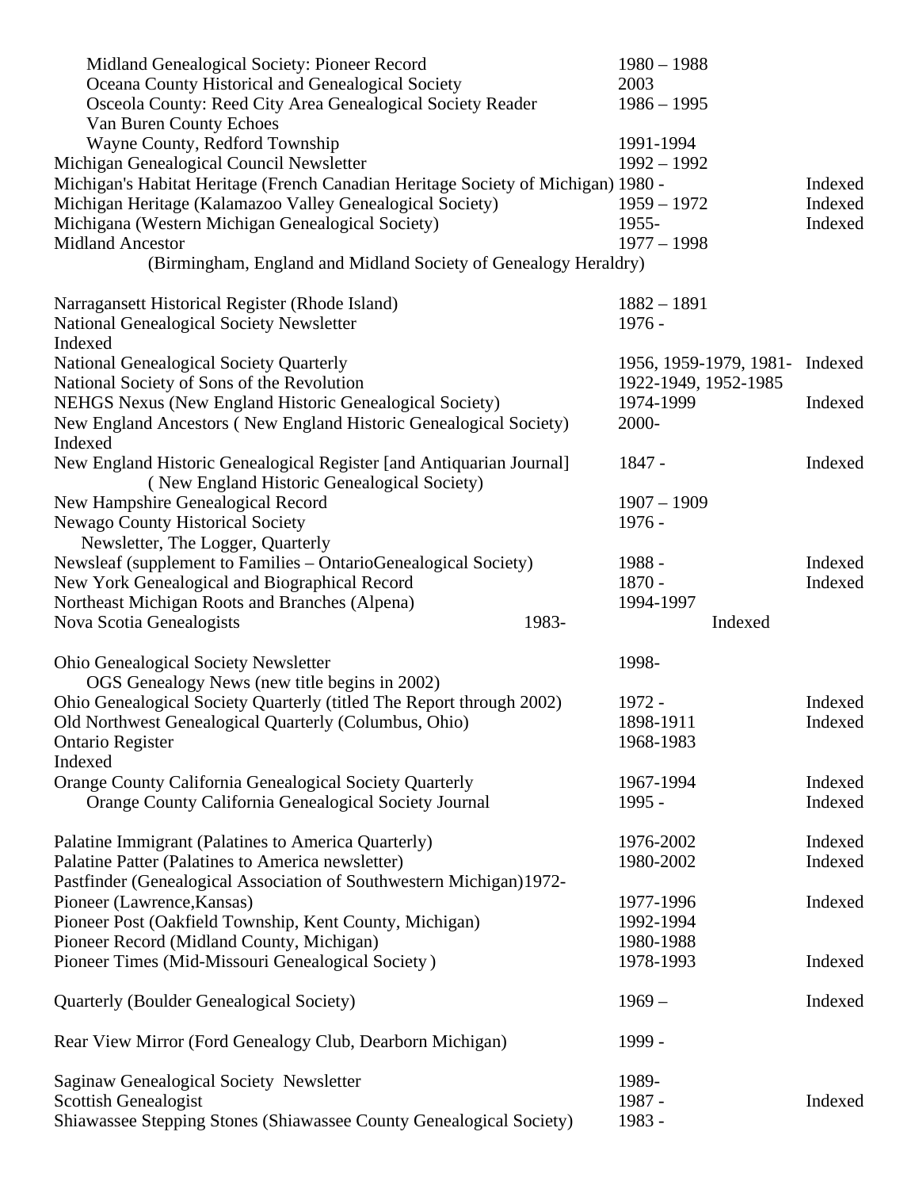| Title | Dates | Index |
|---|---|---|
| Midland Genealogical Society: Pioneer Record | 1980 – 1988 | |
| Oceana County Historical and Genealogical Society | 2003 | |
| Osceola County: Reed City Area Genealogical Society Reader | 1986 – 1995 | |
| Van Buren County Echoes | | |
| Wayne County, Redford Township | 1991-1994 | |
| Michigan Genealogical Council Newsletter | 1992 – 1992 | |
| Michigan's Habitat Heritage (French Canadian Heritage Society of Michigan) | 1980 - | Indexed |
| Michigan Heritage (Kalamazoo Valley Genealogical Society) | 1959 – 1972 | Indexed |
| Michigana (Western Michigan Genealogical Society) | 1955- | Indexed |
| Midland Ancestor (Birmingham, England and Midland Society of Genealogy Heraldry) | 1977 – 1998 | |
| Narragansett Historical Register (Rhode Island) | 1882 – 1891 | |
| National Genealogical Society Newsletter | 1976 - | Indexed |
| National Genealogical Society Quarterly | 1956, 1959-1979, 1981- | Indexed |
| National Society of Sons of the Revolution | 1922-1949, 1952-1985 | |
| NEHGS Nexus (New England Historic Genealogical Society) | 1974-1999 | Indexed |
| New England Ancestors ( New England Historic Genealogical Society) | 2000- | Indexed |
| New England Historic Genealogical Register [and Antiquarian Journal] ( New England Historic Genealogical Society) | 1847 - | Indexed |
| New Hampshire Genealogical Record | 1907 – 1909 | |
| Newago County Historical Society Newsletter, The Logger, Quarterly | 1976 - | |
| Newsleaf (supplement to Families – OntarioGenealogical Society) | 1988 - | Indexed |
| New York Genealogical and Biographical Record | 1870 - | Indexed |
| Northeast Michigan Roots and Branches (Alpena) | 1994-1997 | |
| Nova Scotia Genealogists | 1983- | Indexed |
| Ohio Genealogical Society Newsletter | 1998- | |
| OGS Genealogy News (new title begins in 2002) | | |
| Ohio Genealogical Society Quarterly (titled The Report through 2002) | 1972 - | Indexed |
| Old Northwest Genealogical Quarterly (Columbus, Ohio) | 1898-1911 | Indexed |
| Ontario Register | 1968-1983 | Indexed |
| Orange County California Genealogical Society Quarterly | 1967-1994 | Indexed |
| Orange County California Genealogical Society Journal | 1995 - | Indexed |
| Palatine Immigrant (Palatines to America Quarterly) | 1976-2002 | Indexed |
| Palatine Patter (Palatines to America newsletter) | 1980-2002 | Indexed |
| Pastfinder (Genealogical Association of Southwestern Michigan) | 1972- | |
| Pioneer (Lawrence,Kansas) | 1977-1996 | Indexed |
| Pioneer Post (Oakfield Township, Kent County, Michigan) | 1992-1994 | |
| Pioneer Record (Midland County, Michigan) | 1980-1988 | |
| Pioneer Times (Mid-Missouri Genealogical Society ) | 1978-1993 | Indexed |
| Quarterly (Boulder Genealogical Society) | 1969 – | Indexed |
| Rear View Mirror (Ford Genealogy Club, Dearborn Michigan) | 1999 - | |
| Saginaw Genealogical Society Newsletter | 1989- | |
| Scottish Genealogist | 1987 - | Indexed |
| Shiawassee Stepping Stones (Shiawassee County Genealogical Society) | 1983 - | |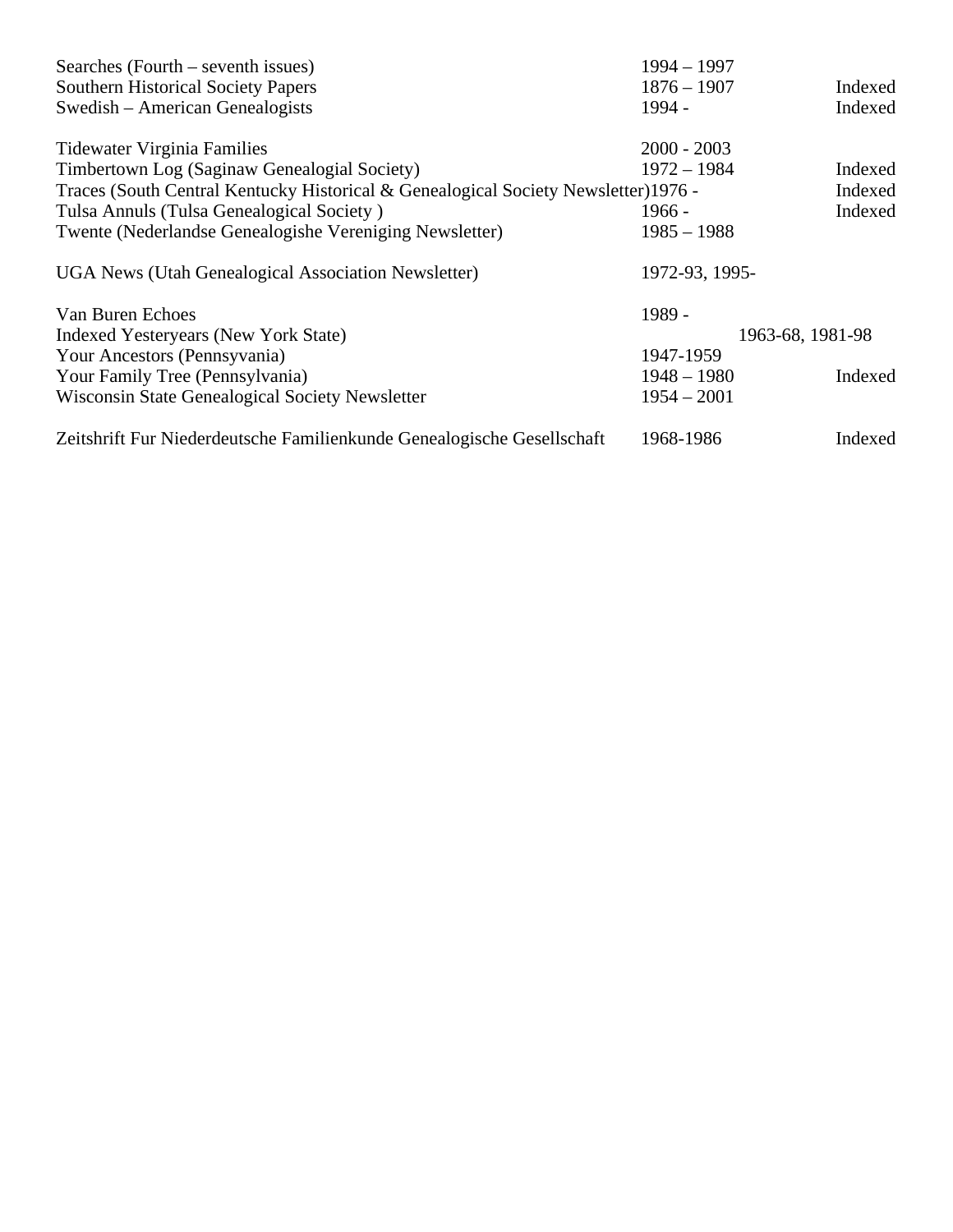| | | |
|---|---|---|
| Searches (Fourth – seventh issues) | 1994 – 1997 | |
| Southern Historical Society Papers | 1876 – 1907 | Indexed |
| Swedish – American Genealogists | 1994 - | Indexed |
| | | |
| Tidewater Virginia Families | 2000 - 2003 | |
| Timbertown Log (Saginaw Genealogial Society) | 1972 – 1984 | Indexed |
| Traces (South Central Kentucky Historical & Genealogical Society Newsletter) | 1976 - | Indexed |
| Tulsa Annuls (Tulsa Genealogical Society ) | 1966 - | Indexed |
| Twente (Nederlandse Genealogishe Vereniging Newsletter) | 1985 – 1988 | |
| | | |
| UGA News (Utah Genealogical Association Newsletter) | 1972-93, 1995- | |
| | | |
| Van Buren Echoes | 1989 - | |
| Indexed Yesteryears (New York State) | 1963-68, 1981-98 | |
| Your Ancestors (Pennsyvania) | 1947-1959 | |
| Your Family Tree (Pennsylvania) | 1948 – 1980 | Indexed |
| Wisconsin State Genealogical Society Newsletter | 1954 – 2001 | |
| | | |
| Zeitshrift Fur Niederdeutsche Familienkunde Genealogische Gesellschaft | 1968-1986 | Indexed |